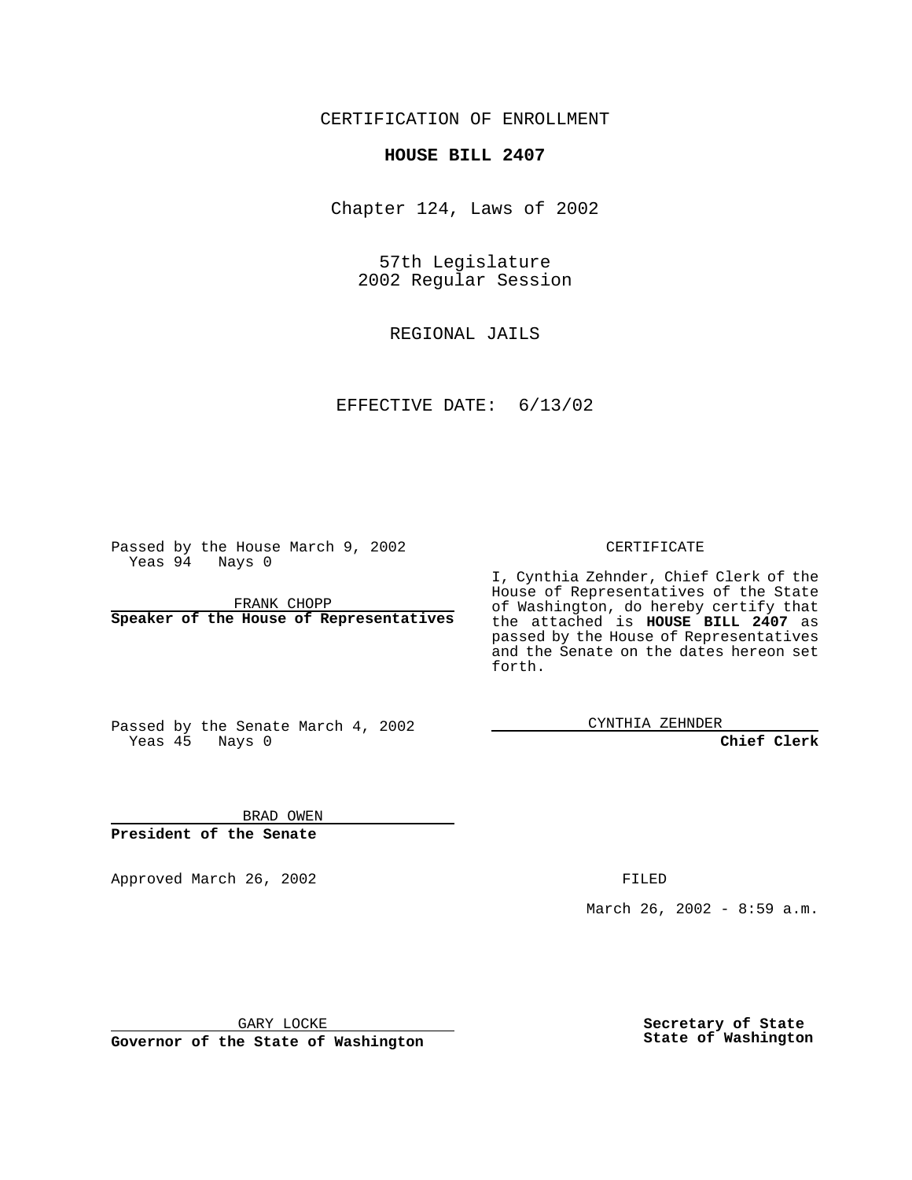CERTIFICATION OF ENROLLMENT

**HOUSE BILL 2407**

Chapter 124, Laws of 2002

57th Legislature
2002 Regular Session

REGIONAL JAILS

EFFECTIVE DATE: 6/13/02

Passed by the House March 9, 2002
Yeas 94 Nays 0

FRANK CHOPP
**Speaker of the House of Representatives**

Passed by the Senate March 4, 2002
Yeas 45 Nays 0

BRAD OWEN
**President of the Senate**

CERTIFICATE

I, Cynthia Zehnder, Chief Clerk of the House of Representatives of the State of Washington, do hereby certify that the attached is **HOUSE BILL 2407** as passed by the House of Representatives and the Senate on the dates hereon set forth.

CYNTHIA ZEHNDER
**Chief Clerk**

Approved March 26, 2002

FILED

March 26, 2002 - 8:59 a.m.

GARY LOCKE
**Governor of the State of Washington**

**Secretary of State**
**State of Washington**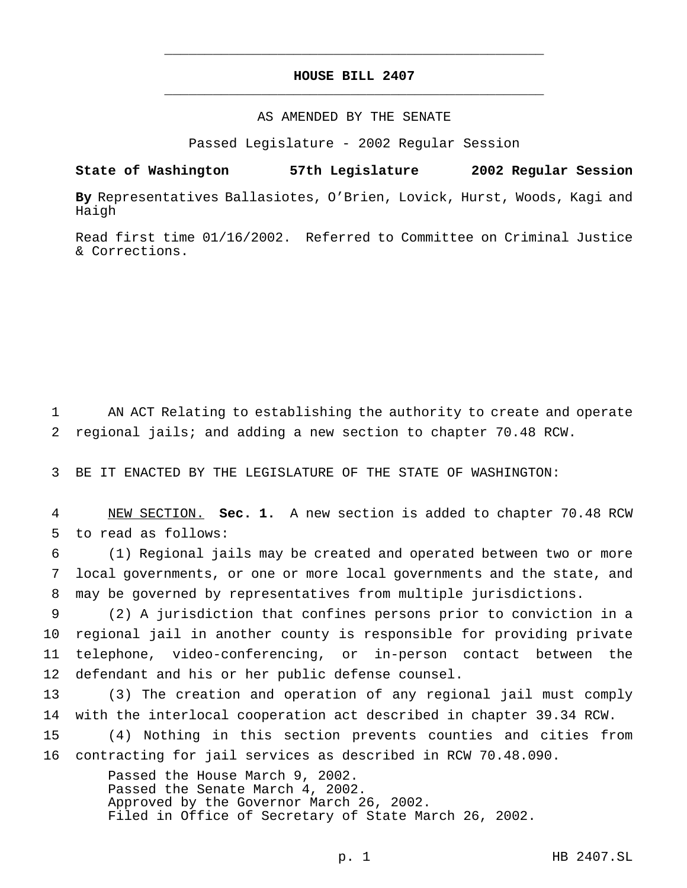# HOUSE BILL 2407

AS AMENDED BY THE SENATE

Passed Legislature - 2002 Regular Session

**State of Washington 57th Legislature 2002 Regular Session**

**By** Representatives Ballasiotes, O'Brien, Lovick, Hurst, Woods, Kagi and Haigh

Read first time 01/16/2002. Referred to Committee on Criminal Justice & Corrections.

AN ACT Relating to establishing the authority to create and operate regional jails; and adding a new section to chapter 70.48 RCW.

BE IT ENACTED BY THE LEGISLATURE OF THE STATE OF WASHINGTON:

NEW SECTION. **Sec. 1.** A new section is added to chapter 70.48 RCW to read as follows:

(1) Regional jails may be created and operated between two or more local governments, or one or more local governments and the state, and may be governed by representatives from multiple jurisdictions.

(2) A jurisdiction that confines persons prior to conviction in a regional jail in another county is responsible for providing private telephone, video-conferencing, or in-person contact between the defendant and his or her public defense counsel.

(3) The creation and operation of any regional jail must comply with the interlocal cooperation act described in chapter 39.34 RCW.

(4) Nothing in this section prevents counties and cities from contracting for jail services as described in RCW 70.48.090.

Passed the House March 9, 2002.
Passed the Senate March 4, 2002.
Approved by the Governor March 26, 2002.
Filed in Office of Secretary of State March 26, 2002.